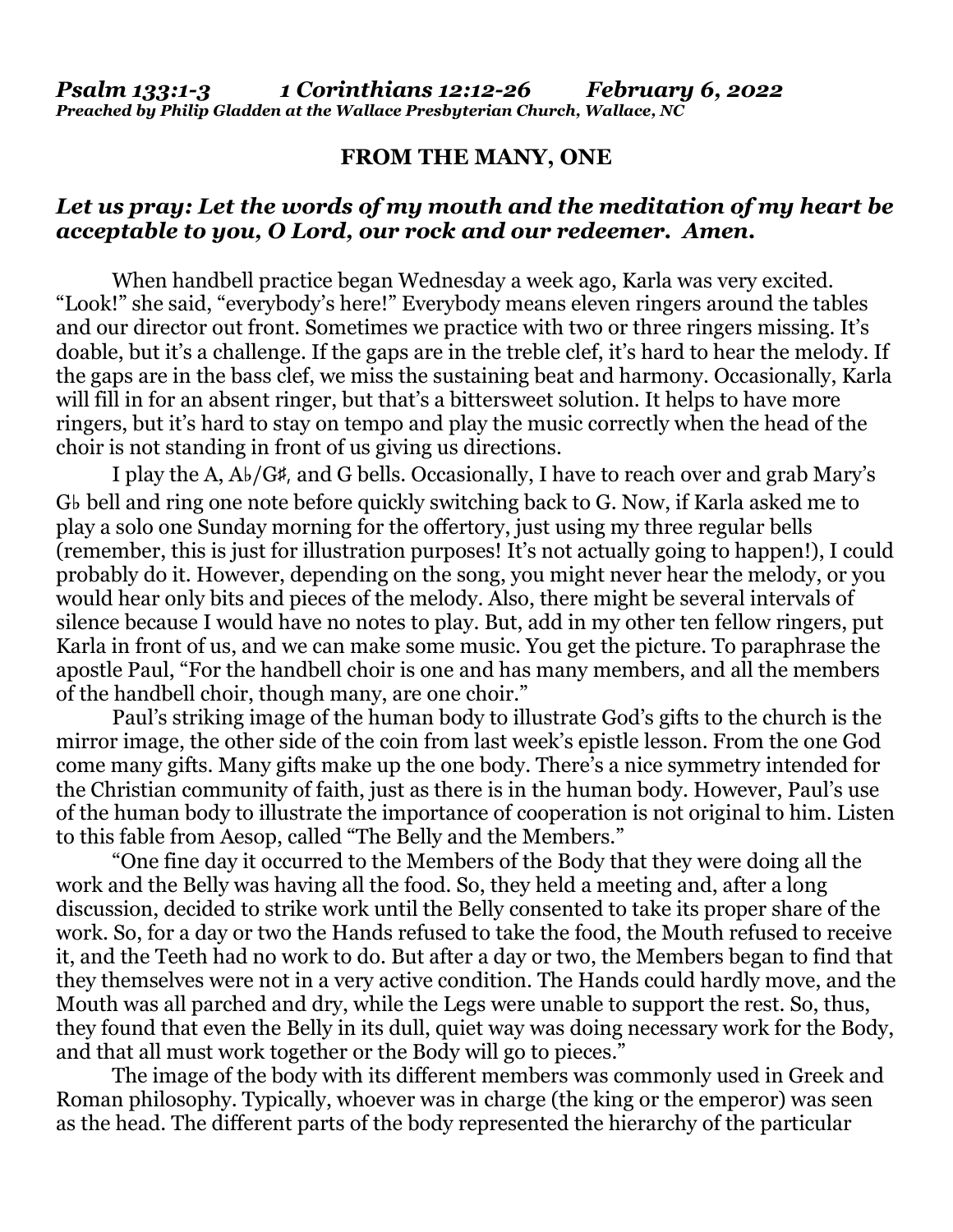***Psalm 133:1-3 1 Corinthians 12:12-26 February 6, 2022***
***Preached by Philip Gladden at the Wallace Presbyterian Church, Wallace, NC***

## FROM THE MANY, ONE

### *Let us pray: Let the words of my mouth and the meditation of my heart be acceptable to you, O Lord, our rock and our redeemer. Amen.*

When handbell practice began Wednesday a week ago, Karla was very excited. "Look!" she said, "everybody's here!" Everybody means eleven ringers around the tables and our director out front. Sometimes we practice with two or three ringers missing. It's doable, but it's a challenge. If the gaps are in the treble clef, it's hard to hear the melody. If the gaps are in the bass clef, we miss the sustaining beat and harmony. Occasionally, Karla will fill in for an absent ringer, but that's a bittersweet solution. It helps to have more ringers, but it's hard to stay on tempo and play the music correctly when the head of the choir is not standing in front of us giving us directions.

I play the A, A♭/G♯, and G bells. Occasionally, I have to reach over and grab Mary's G♭ bell and ring one note before quickly switching back to G. Now, if Karla asked me to play a solo one Sunday morning for the offertory, just using my three regular bells (remember, this is just for illustration purposes! It's not actually going to happen!), I could probably do it. However, depending on the song, you might never hear the melody, or you would hear only bits and pieces of the melody. Also, there might be several intervals of silence because I would have no notes to play. But, add in my other ten fellow ringers, put Karla in front of us, and we can make some music. You get the picture. To paraphrase the apostle Paul, "For the handbell choir is one and has many members, and all the members of the handbell choir, though many, are one choir."

Paul's striking image of the human body to illustrate God's gifts to the church is the mirror image, the other side of the coin from last week's epistle lesson. From the one God come many gifts. Many gifts make up the one body. There's a nice symmetry intended for the Christian community of faith, just as there is in the human body. However, Paul's use of the human body to illustrate the importance of cooperation is not original to him. Listen to this fable from Aesop, called "The Belly and the Members."

"One fine day it occurred to the Members of the Body that they were doing all the work and the Belly was having all the food. So, they held a meeting and, after a long discussion, decided to strike work until the Belly consented to take its proper share of the work. So, for a day or two the Hands refused to take the food, the Mouth refused to receive it, and the Teeth had no work to do. But after a day or two, the Members began to find that they themselves were not in a very active condition. The Hands could hardly move, and the Mouth was all parched and dry, while the Legs were unable to support the rest. So, thus, they found that even the Belly in its dull, quiet way was doing necessary work for the Body, and that all must work together or the Body will go to pieces."

The image of the body with its different members was commonly used in Greek and Roman philosophy. Typically, whoever was in charge (the king or the emperor) was seen as the head. The different parts of the body represented the hierarchy of the particular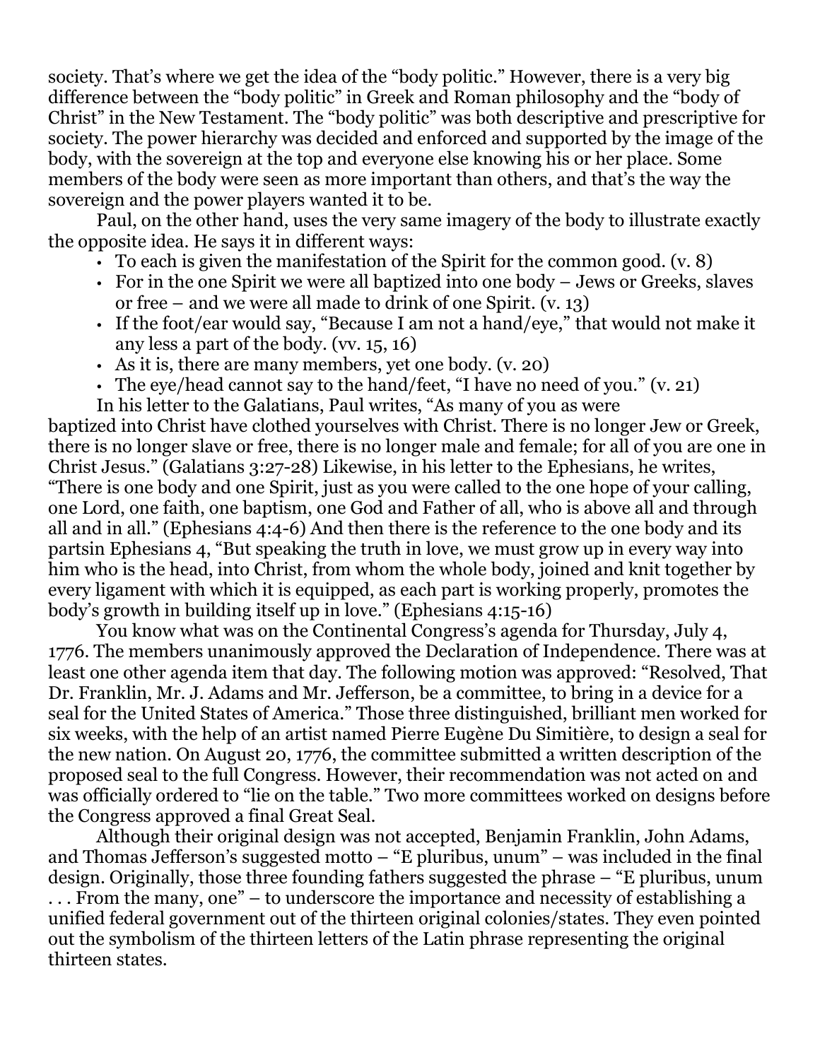society. That's where we get the idea of the "body politic." However, there is a very big difference between the "body politic" in Greek and Roman philosophy and the "body of Christ" in the New Testament. The "body politic" was both descriptive and prescriptive for society. The power hierarchy was decided and enforced and supported by the image of the body, with the sovereign at the top and everyone else knowing his or her place. Some members of the body were seen as more important than others, and that's the way the sovereign and the power players wanted it to be.

Paul, on the other hand, uses the very same imagery of the body to illustrate exactly the opposite idea. He says it in different ways:

- To each is given the manifestation of the Spirit for the common good. (v. 8)
- For in the one Spirit we were all baptized into one body – Jews or Greeks, slaves or free – and we were all made to drink of one Spirit. (v. 13)
- If the foot/ear would say, "Because I am not a hand/eye," that would not make it any less a part of the body. (vv. 15, 16)
- As it is, there are many members, yet one body. (v. 20)
- The eye/head cannot say to the hand/feet, "I have no need of you." (v. 21)

In his letter to the Galatians, Paul writes, "As many of you as were baptized into Christ have clothed yourselves with Christ. There is no longer Jew or Greek, there is no longer slave or free, there is no longer male and female; for all of you are one in Christ Jesus." (Galatians 3:27-28) Likewise, in his letter to the Ephesians, he writes, "There is one body and one Spirit, just as you were called to the one hope of your calling, one Lord, one faith, one baptism, one God and Father of all, who is above all and through all and in all." (Ephesians 4:4-6) And then there is the reference to the one body and its partsin Ephesians 4, "But speaking the truth in love, we must grow up in every way into him who is the head, into Christ, from whom the whole body, joined and knit together by every ligament with which it is equipped, as each part is working properly, promotes the body's growth in building itself up in love." (Ephesians 4:15-16)

You know what was on the Continental Congress's agenda for Thursday, July 4, 1776. The members unanimously approved the Declaration of Independence. There was at least one other agenda item that day. The following motion was approved: "Resolved, That Dr. Franklin, Mr. J. Adams and Mr. Jefferson, be a committee, to bring in a device for a seal for the United States of America." Those three distinguished, brilliant men worked for six weeks, with the help of an artist named Pierre Eugène Du Simitière, to design a seal for the new nation. On August 20, 1776, the committee submitted a written description of the proposed seal to the full Congress. However, their recommendation was not acted on and was officially ordered to "lie on the table." Two more committees worked on designs before the Congress approved a final Great Seal.

Although their original design was not accepted, Benjamin Franklin, John Adams, and Thomas Jefferson's suggested motto – "E pluribus, unum" – was included in the final design. Originally, those three founding fathers suggested the phrase – "E pluribus, unum . . . From the many, one" – to underscore the importance and necessity of establishing a unified federal government out of the thirteen original colonies/states. They even pointed out the symbolism of the thirteen letters of the Latin phrase representing the original thirteen states.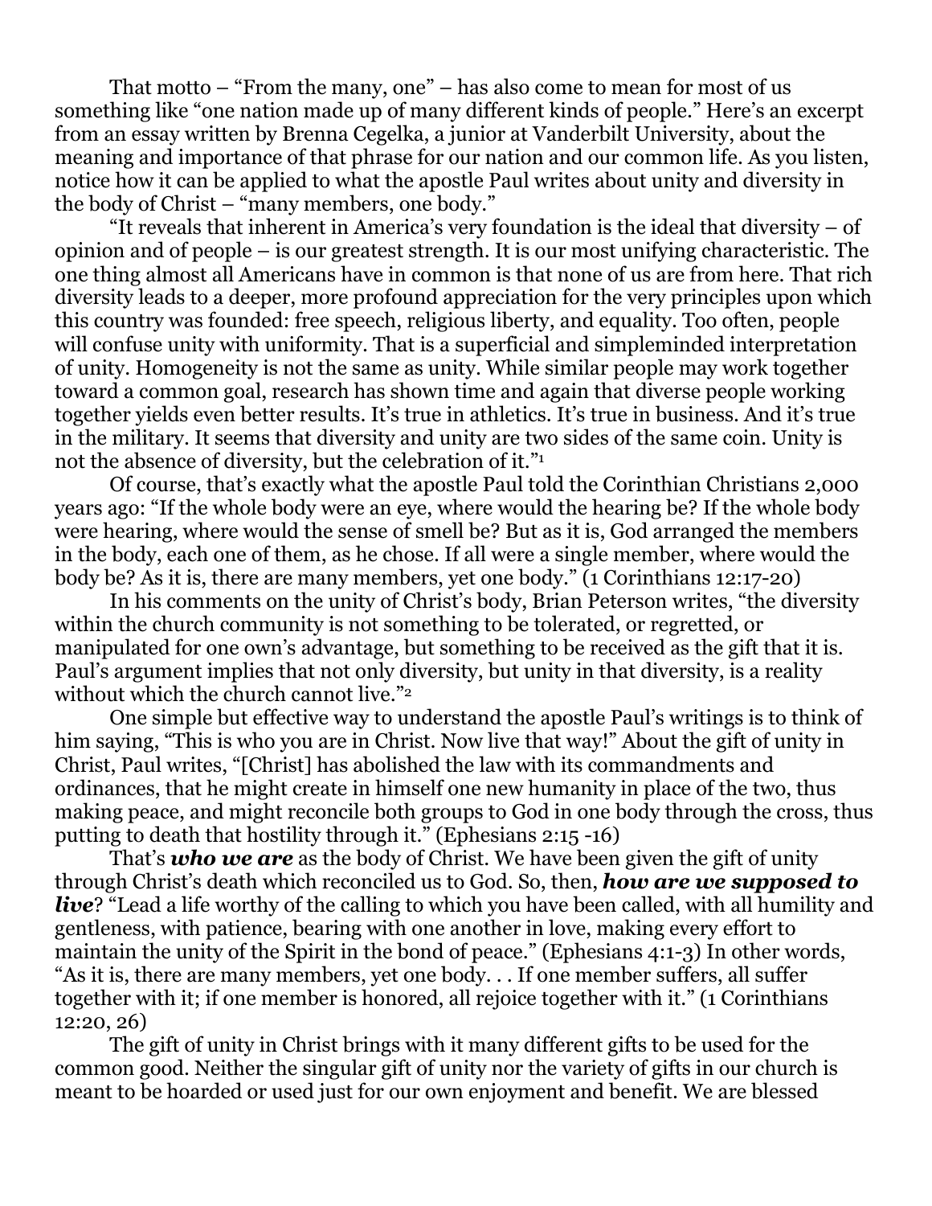That motto – "From the many, one" – has also come to mean for most of us something like "one nation made up of many different kinds of people." Here's an excerpt from an essay written by Brenna Cegelka, a junior at Vanderbilt University, about the meaning and importance of that phrase for our nation and our common life. As you listen, notice how it can be applied to what the apostle Paul writes about unity and diversity in the body of Christ – "many members, one body."

"It reveals that inherent in America's very foundation is the ideal that diversity – of opinion and of people – is our greatest strength. It is our most unifying characteristic. The one thing almost all Americans have in common is that none of us are from here. That rich diversity leads to a deeper, more profound appreciation for the very principles upon which this country was founded: free speech, religious liberty, and equality. Too often, people will confuse unity with uniformity. That is a superficial and simpleminded interpretation of unity. Homogeneity is not the same as unity. While similar people may work together toward a common goal, research has shown time and again that diverse people working together yields even better results. It's true in athletics. It's true in business. And it's true in the military. It seems that diversity and unity are two sides of the same coin. Unity is not the absence of diversity, but the celebration of it."[1]

Of course, that's exactly what the apostle Paul told the Corinthian Christians 2,000 years ago: "If the whole body were an eye, where would the hearing be? If the whole body were hearing, where would the sense of smell be? But as it is, God arranged the members in the body, each one of them, as he chose. If all were a single member, where would the body be? As it is, there are many members, yet one body." (1 Corinthians 12:17-20)

In his comments on the unity of Christ's body, Brian Peterson writes, "the diversity within the church community is not something to be tolerated, or regretted, or manipulated for one own's advantage, but something to be received as the gift that it is. Paul's argument implies that not only diversity, but unity in that diversity, is a reality without which the church cannot live."[2]

One simple but effective way to understand the apostle Paul's writings is to think of him saying, "This is who you are in Christ. Now live that way!" About the gift of unity in Christ, Paul writes, "[Christ] has abolished the law with its commandments and ordinances, that he might create in himself one new humanity in place of the two, thus making peace, and might reconcile both groups to God in one body through the cross, thus putting to death that hostility through it." (Ephesians 2:15 -16)

That's ***who we are*** as the body of Christ. We have been given the gift of unity through Christ's death which reconciled us to God. So, then, ***how are we supposed to live***? "Lead a life worthy of the calling to which you have been called, with all humility and gentleness, with patience, bearing with one another in love, making every effort to maintain the unity of the Spirit in the bond of peace." (Ephesians 4:1-3) In other words, "As it is, there are many members, yet one body. . . If one member suffers, all suffer together with it; if one member is honored, all rejoice together with it." (1 Corinthians 12:20, 26)

The gift of unity in Christ brings with it many different gifts to be used for the common good. Neither the singular gift of unity nor the variety of gifts in our church is meant to be hoarded or used just for our own enjoyment and benefit. We are blessed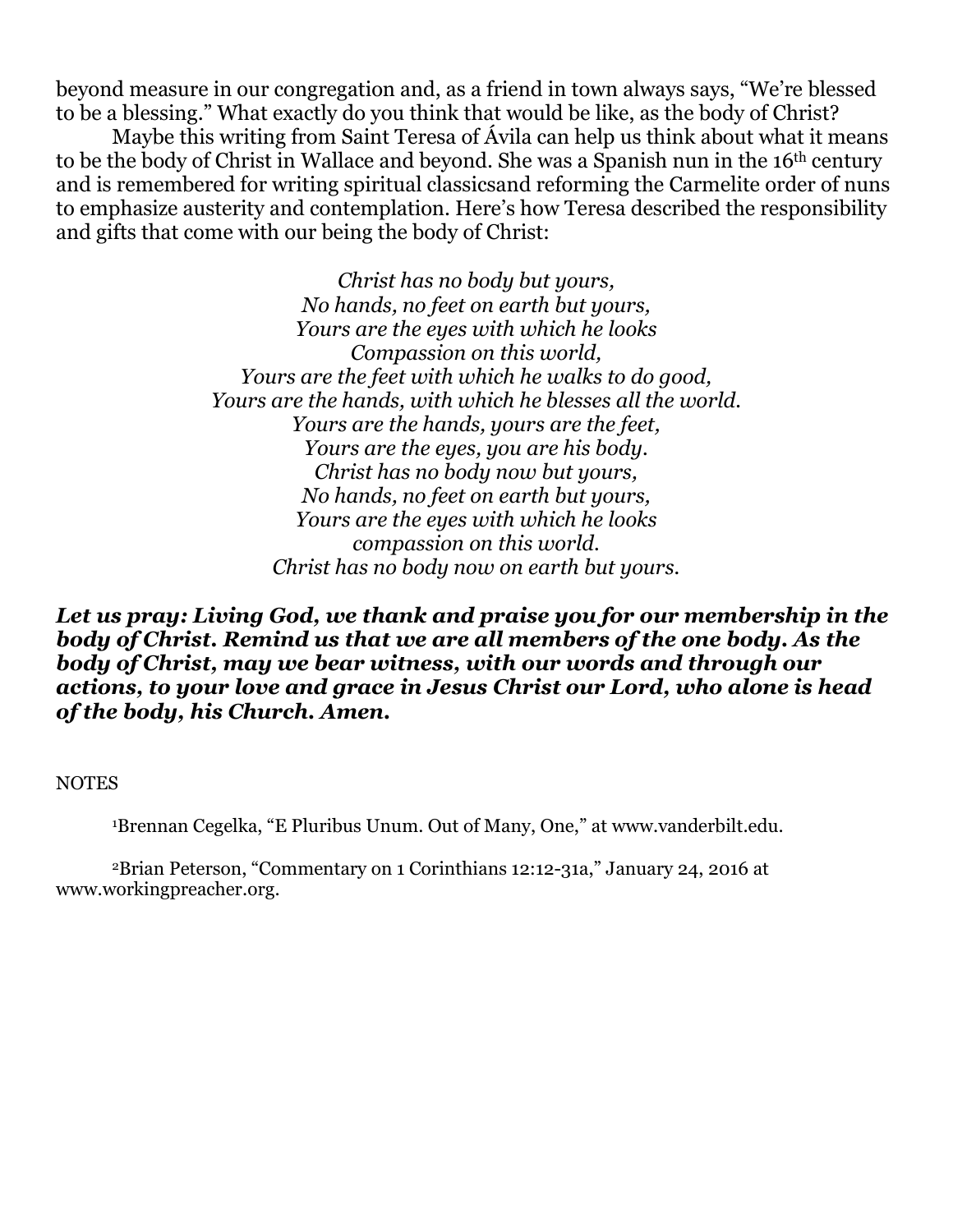beyond measure in our congregation and, as a friend in town always says, "We're blessed to be a blessing." What exactly do you think that would be like, as the body of Christ?

Maybe this writing from Saint Teresa of Ávila can help us think about what it means to be the body of Christ in Wallace and beyond. She was a Spanish nun in the 16th century and is remembered for writing spiritual classicsand reforming the Carmelite order of nuns to emphasize austerity and contemplation. Here's how Teresa described the responsibility and gifts that come with our being the body of Christ:

*Christ has no body but yours,*
*No hands, no feet on earth but yours,*
*Yours are the eyes with which he looks*
*Compassion on this world,*
*Yours are the feet with which he walks to do good,*
*Yours are the hands, with which he blesses all the world.*
*Yours are the hands, yours are the feet,*
*Yours are the eyes, you are his body.*
*Christ has no body now but yours,*
*No hands, no feet on earth but yours,*
*Yours are the eyes with which he looks*
*compassion on this world.*
*Christ has no body now on earth but yours.*

***Let us pray: Living God, we thank and praise you for our membership in the body of Christ. Remind us that we are all members of the one body. As the body of Christ, may we bear witness, with our words and through our actions, to your love and grace in Jesus Christ our Lord, who alone is head of the body, his Church. Amen.***

NOTES

[1]Brennan Cegelka, "E Pluribus Unum. Out of Many, One," at www.vanderbilt.edu.

[2]Brian Peterson, "Commentary on 1 Corinthians 12:12-31a," January 24, 2016 at www.workingpreacher.org.